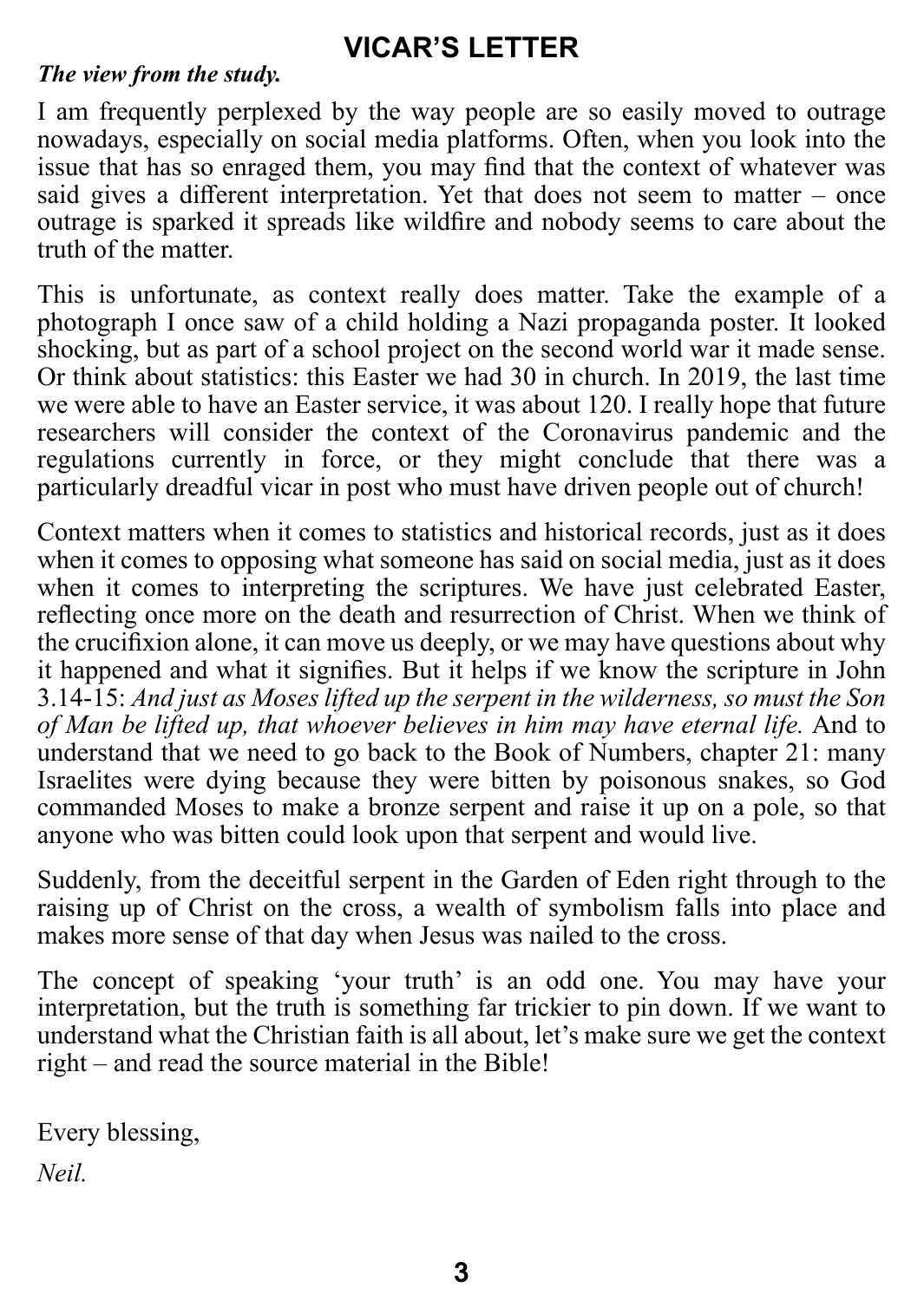# VICAR'S LETTER

***The view from the study.***

I am frequently perplexed by the way people are so easily moved to outrage nowadays, especially on social media platforms. Often, when you look into the issue that has so enraged them, you may find that the context of whatever was said gives a different interpretation. Yet that does not seem to matter – once outrage is sparked it spreads like wildfire and nobody seems to care about the truth of the matter.

This is unfortunate, as context really does matter. Take the example of a photograph I once saw of a child holding a Nazi propaganda poster. It looked shocking, but as part of a school project on the second world war it made sense. Or think about statistics: this Easter we had 30 in church. In 2019, the last time we were able to have an Easter service, it was about 120. I really hope that future researchers will consider the context of the Coronavirus pandemic and the regulations currently in force, or they might conclude that there was a particularly dreadful vicar in post who must have driven people out of church!

Context matters when it comes to statistics and historical records, just as it does when it comes to opposing what someone has said on social media, just as it does when it comes to interpreting the scriptures. We have just celebrated Easter, reflecting once more on the death and resurrection of Christ. When we think of the crucifixion alone, it can move us deeply, or we may have questions about why it happened and what it signifies. But it helps if we know the scripture in John 3.14-15: *And just as Moses lifted up the serpent in the wilderness, so must the Son of Man be lifted up, that whoever believes in him may have eternal life.* And to understand that we need to go back to the Book of Numbers, chapter 21: many Israelites were dying because they were bitten by poisonous snakes, so God commanded Moses to make a bronze serpent and raise it up on a pole, so that anyone who was bitten could look upon that serpent and would live.

Suddenly, from the deceitful serpent in the Garden of Eden right through to the raising up of Christ on the cross, a wealth of symbolism falls into place and makes more sense of that day when Jesus was nailed to the cross.

The concept of speaking 'your truth' is an odd one. You may have your interpretation, but the truth is something far trickier to pin down. If we want to understand what the Christian faith is all about, let's make sure we get the context right – and read the source material in the Bible!

Every blessing,

*Neil.*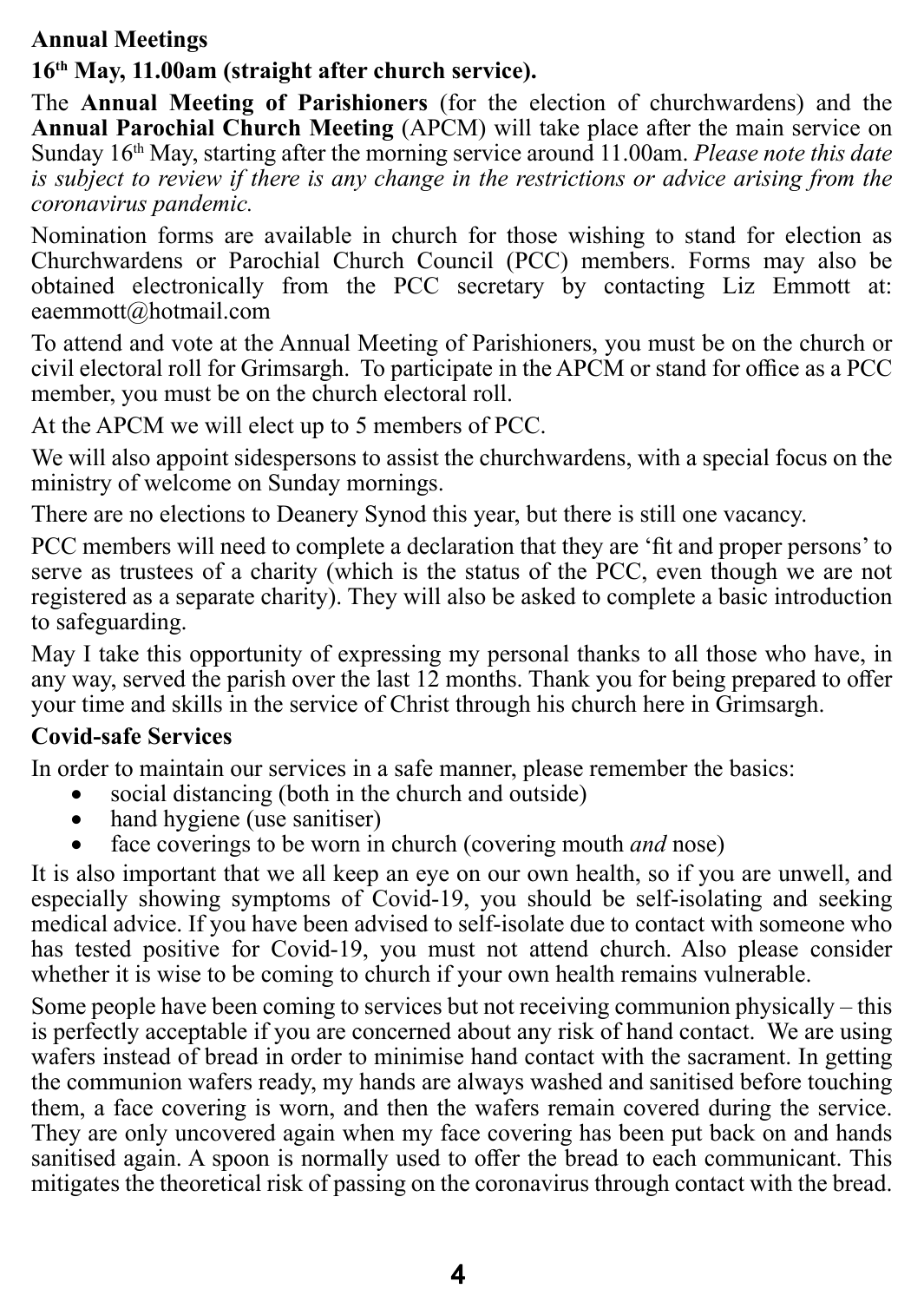**Annual Meetings**

**16th May, 11.00am (straight after church service).**

The **Annual Meeting of Parishioners** (for the election of churchwardens) and the **Annual Parochial Church Meeting** (APCM) will take place after the main service on Sunday 16th May, starting after the morning service around 11.00am. *Please note this date is subject to review if there is any change in the restrictions or advice arising from the coronavirus pandemic.*

Nomination forms are available in church for those wishing to stand for election as Churchwardens or Parochial Church Council (PCC) members. Forms may also be obtained electronically from the PCC secretary by contacting Liz Emmott at: eaemmott@hotmail.com

To attend and vote at the Annual Meeting of Parishioners, you must be on the church or civil electoral roll for Grimsargh. To participate in the APCM or stand for office as a PCC member, you must be on the church electoral roll.

At the APCM we will elect up to 5 members of PCC.

We will also appoint sidespersons to assist the churchwardens, with a special focus on the ministry of welcome on Sunday mornings.

There are no elections to Deanery Synod this year, but there is still one vacancy.

PCC members will need to complete a declaration that they are 'fit and proper persons' to serve as trustees of a charity (which is the status of the PCC, even though we are not registered as a separate charity). They will also be asked to complete a basic introduction to safeguarding.

May I take this opportunity of expressing my personal thanks to all those who have, in any way, served the parish over the last 12 months. Thank you for being prepared to offer your time and skills in the service of Christ through his church here in Grimsargh.

**Covid-safe Services**

In order to maintain our services in a safe manner, please remember the basics:

- social distancing (both in the church and outside)
- hand hygiene (use sanitiser)
- face coverings to be worn in church (covering mouth *and* nose)

It is also important that we all keep an eye on our own health, so if you are unwell, and especially showing symptoms of Covid-19, you should be self-isolating and seeking medical advice. If you have been advised to self-isolate due to contact with someone who has tested positive for Covid-19, you must not attend church. Also please consider whether it is wise to be coming to church if your own health remains vulnerable.

Some people have been coming to services but not receiving communion physically – this is perfectly acceptable if you are concerned about any risk of hand contact. We are using wafers instead of bread in order to minimise hand contact with the sacrament. In getting the communion wafers ready, my hands are always washed and sanitised before touching them, a face covering is worn, and then the wafers remain covered during the service. They are only uncovered again when my face covering has been put back on and hands sanitised again. A spoon is normally used to offer the bread to each communicant. This mitigates the theoretical risk of passing on the coronavirus through contact with the bread.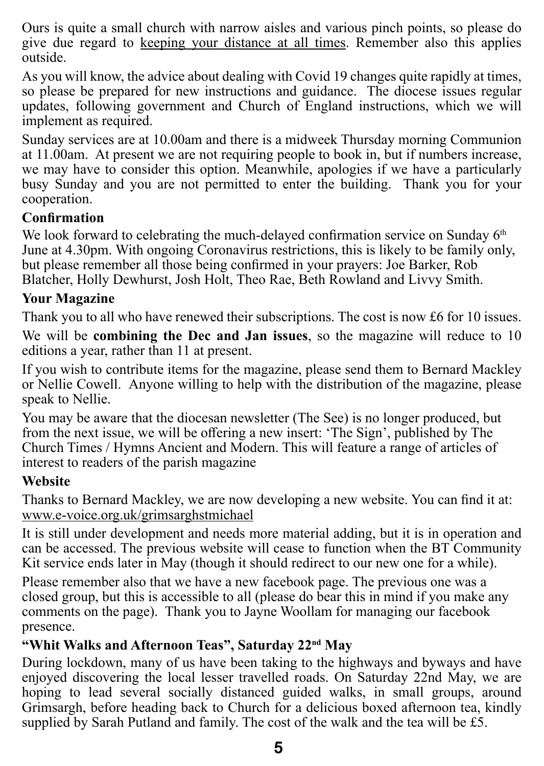Ours is quite a small church with narrow aisles and various pinch points, so please do give due regard to keeping your distance at all times. Remember also this applies outside.

As you will know, the advice about dealing with Covid 19 changes quite rapidly at times, so please be prepared for new instructions and guidance. The diocese issues regular updates, following government and Church of England instructions, which we will implement as required.

Sunday services are at 10.00am and there is a midweek Thursday morning Communion at 11.00am. At present we are not requiring people to book in, but if numbers increase, we may have to consider this option. Meanwhile, apologies if we have a particularly busy Sunday and you are not permitted to enter the building. Thank you for your cooperation.

### Confirmation

We look forward to celebrating the much-delayed confirmation service on Sunday 6th June at 4.30pm. With ongoing Coronavirus restrictions, this is likely to be family only, but please remember all those being confirmed in your prayers: Joe Barker, Rob Blatcher, Holly Dewhurst, Josh Holt, Theo Rae, Beth Rowland and Livvy Smith.

### Your Magazine

Thank you to all who have renewed their subscriptions. The cost is now £6 for 10 issues.

We will be **combining the Dec and Jan issues**, so the magazine will reduce to 10 editions a year, rather than 11 at present.

If you wish to contribute items for the magazine, please send them to Bernard Mackley or Nellie Cowell. Anyone willing to help with the distribution of the magazine, please speak to Nellie.

You may be aware that the diocesan newsletter (The See) is no longer produced, but from the next issue, we will be offering a new insert: 'The Sign', published by The Church Times / Hymns Ancient and Modern. This will feature a range of articles of interest to readers of the parish magazine

### Website

Thanks to Bernard Mackley, we are now developing a new website. You can find it at: www.e-voice.org.uk/grimsarghstmichael

It is still under development and needs more material adding, but it is in operation and can be accessed. The previous website will cease to function when the BT Community Kit service ends later in May (though it should redirect to our new one for a while).

Please remember also that we have a new facebook page. The previous one was a closed group, but this is accessible to all (please do bear this in mind if you make any comments on the page). Thank you to Jayne Woollam for managing our facebook presence.

### "Whit Walks and Afternoon Teas", Saturday 22nd May

During lockdown, many of us have been taking to the highways and byways and have enjoyed discovering the local lesser travelled roads. On Saturday 22nd May, we are hoping to lead several socially distanced guided walks, in small groups, around Grimsargh, before heading back to Church for a delicious boxed afternoon tea, kindly supplied by Sarah Putland and family. The cost of the walk and the tea will be £5.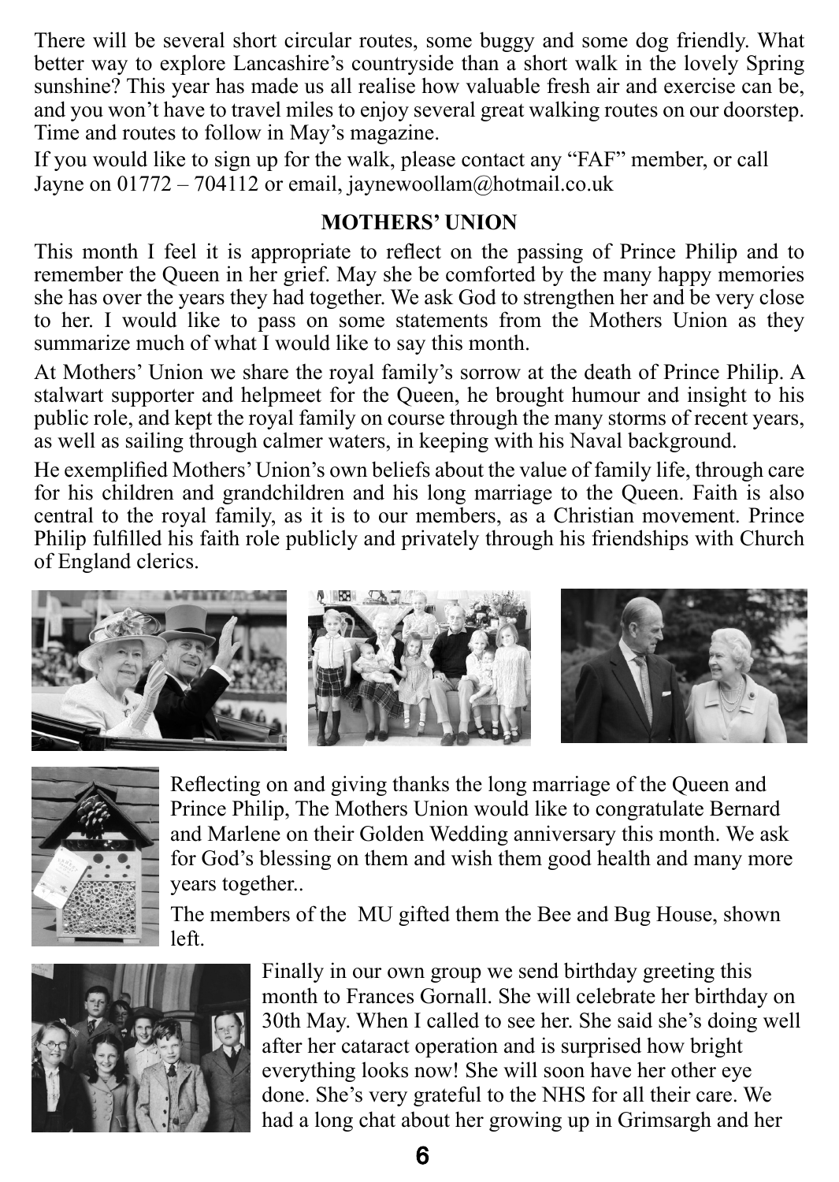There will be several short circular routes, some buggy and some dog friendly. What better way to explore Lancashire's countryside than a short walk in the lovely Spring sunshine? This year has made us all realise how valuable fresh air and exercise can be, and you won't have to travel miles to enjoy several great walking routes on our doorstep. Time and routes to follow in May's magazine.

If you would like to sign up for the walk, please contact any "FAF" member, or call Jayne on 01772 – 704112 or email, jaynewoollam@hotmail.co.uk

## MOTHERS' UNION

This month I feel it is appropriate to reflect on the passing of Prince Philip and to remember the Queen in her grief. May she be comforted by the many happy memories she has over the years they had together. We ask God to strengthen her and be very close to her. I would like to pass on some statements from the Mothers Union as they summarize much of what I would like to say this month.

At Mothers' Union we share the royal family's sorrow at the death of Prince Philip. A stalwart supporter and helpmeet for the Queen, he brought humour and insight to his public role, and kept the royal family on course through the many storms of recent years, as well as sailing through calmer waters, in keeping with his Naval background.

He exemplified Mothers' Union's own beliefs about the value of family life, through care for his children and grandchildren and his long marriage to the Queen. Faith is also central to the royal family, as it is to our members, as a Christian movement. Prince Philip fulfilled his faith role publicly and privately through his friendships with Church of England clerics.

Reflecting on and giving thanks the long marriage of the Queen and Prince Philip, The Mothers Union would like to congratulate Bernard and Marlene on their Golden Wedding anniversary this month. We ask for God's blessing on them and wish them good health and many more years together..

The members of the MU gifted them the Bee and Bug House, shown left.

Finally in our own group we send birthday greeting this month to Frances Gornall. She will celebrate her birthday on 30th May. When I called to see her. She said she's doing well after her cataract operation and is surprised how bright everything looks now! She will soon have her other eye done. She's very grateful to the NHS for all their care. We had a long chat about her growing up in Grimsargh and her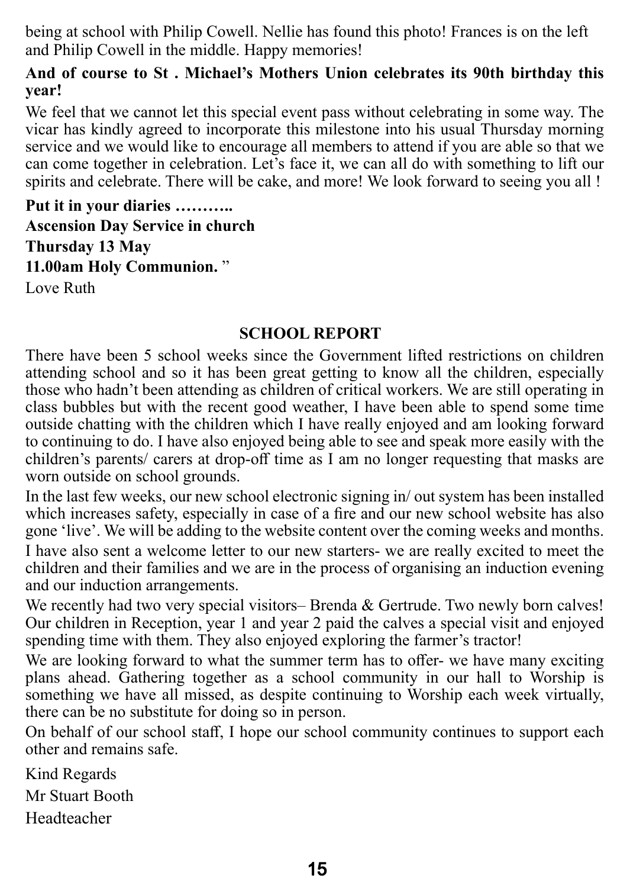being at school with Philip Cowell. Nellie has found this photo! Frances is on the left and Philip Cowell in the middle. Happy memories!

**And of course to St . Michael's Mothers Union celebrates its 90th birthday this year!**

We feel that we cannot let this special event pass without celebrating in some way. The vicar has kindly agreed to incorporate this milestone into his usual Thursday morning service and we would like to encourage all members to attend if you are able so that we can come together in celebration. Let's face it, we can all do with something to lift our spirits and celebrate. There will be cake, and more! We look forward to seeing you all !

**Put it in your diaries ………..**
**Ascension Day Service in church**
**Thursday 13 May**
**11.00am Holy Communion.** "

Love Ruth

## SCHOOL REPORT

There have been 5 school weeks since the Government lifted restrictions on children attending school and so it has been great getting to know all the children, especially those who hadn't been attending as children of critical workers. We are still operating in class bubbles but with the recent good weather, I have been able to spend some time outside chatting with the children which I have really enjoyed and am looking forward to continuing to do. I have also enjoyed being able to see and speak more easily with the children's parents/ carers at drop-off time as I am no longer requesting that masks are worn outside on school grounds.

In the last few weeks, our new school electronic signing in/ out system has been installed which increases safety, especially in case of a fire and our new school website has also gone 'live'. We will be adding to the website content over the coming weeks and months.

I have also sent a welcome letter to our new starters- we are really excited to meet the children and their families and we are in the process of organising an induction evening and our induction arrangements.

We recently had two very special visitors– Brenda & Gertrude. Two newly born calves! Our children in Reception, year 1 and year 2 paid the calves a special visit and enjoyed spending time with them. They also enjoyed exploring the farmer's tractor!

We are looking forward to what the summer term has to offer- we have many exciting plans ahead. Gathering together as a school community in our hall to Worship is something we have all missed, as despite continuing to Worship each week virtually, there can be no substitute for doing so in person.

On behalf of our school staff, I hope our school community continues to support each other and remains safe.

Kind Regards

Mr Stuart Booth

Headteacher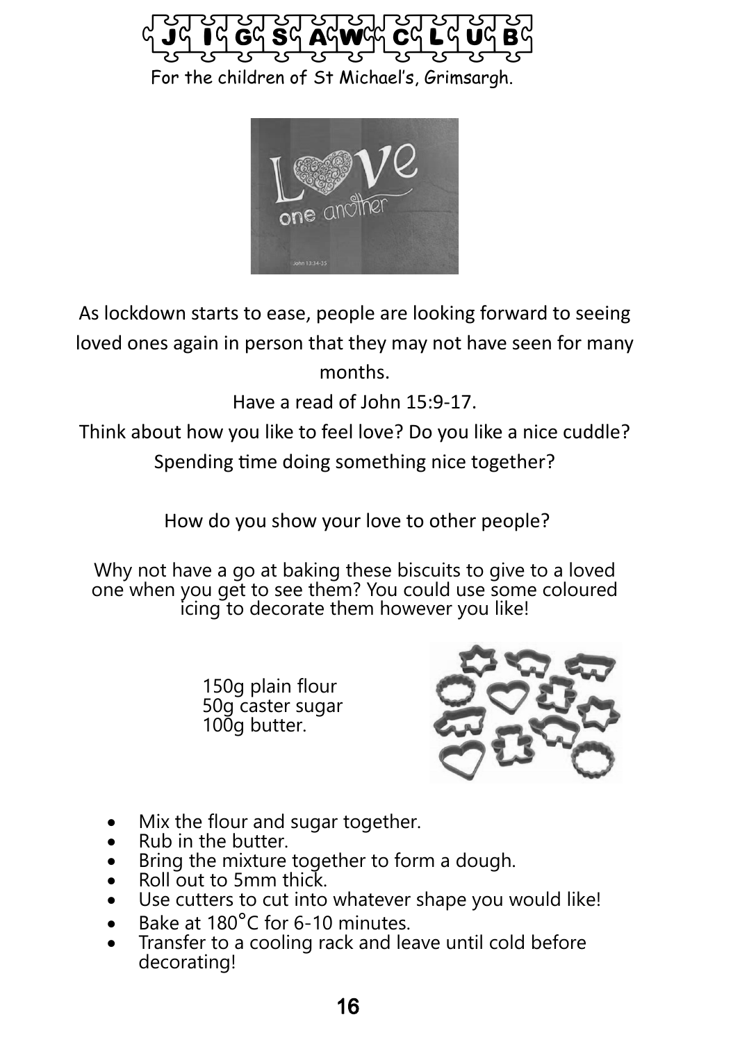# JIGSAW CLUB

For the children of St Michael's, Grimsargh.

As lockdown starts to ease, people are looking forward to seeing loved ones again in person that they may not have seen for many months.

Have a read of John 15:9-17.

Think about how you like to feel love? Do you like a nice cuddle? Spending time doing something nice together?

How do you show your love to other people?

Why not have a go at baking these biscuits to give to a loved one when you get to see them? You could use some coloured icing to decorate them however you like!

150g plain flour
50g caster sugar
100g butter.

- Mix the flour and sugar together.
- Rub in the butter.
- Bring the mixture together to form a dough.
- Roll out to 5mm thick.
- Use cutters to cut into whatever shape you would like!
- Bake at 180°C for 6-10 minutes.
- Transfer to a cooling rack and leave until cold before decorating!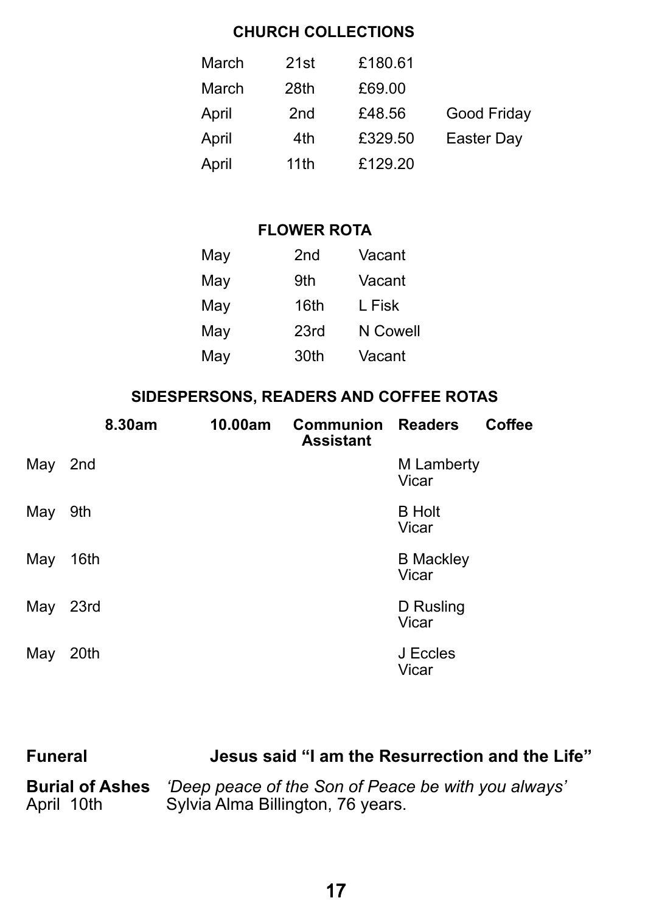## CHURCH COLLECTIONS

| | | | |
|---|---|---|---|
| March | 21st | £180.61 | |
| March | 28th | £69.00 | |
| April | 2nd | £48.56 | Good Friday |
| April | 4th | £329.50 | Easter Day |
| April | 11th | £129.20 | |

## FLOWER ROTA

| | | |
|---|---|---|
| May | 2nd | Vacant |
| May | 9th | Vacant |
| May | 16th | L Fisk |
| May | 23rd | N Cowell |
| May | 30th | Vacant |

## SIDESPERSONS, READERS AND COFFEE ROTAS

| | 8.30am | 10.00am | Communion Assistant | Readers | Coffee |
|---|---|---|---|---|---|
| May 2nd | | | | M Lamberty<br>Vicar | |
| May 9th | | | | B Holt<br>Vicar | |
| May 16th | | | | B Mackley<br>Vicar | |
| May 23rd | | | | D Rusling<br>Vicar | |
| May 20th | | | | J Eccles<br>Vicar | |

**Funeral** **Jesus said "I am the Resurrection and the Life"**

**Burial of Ashes** *'Deep peace of the Son of Peace be with you always'*
April 10th Sylvia Alma Billington, 76 years.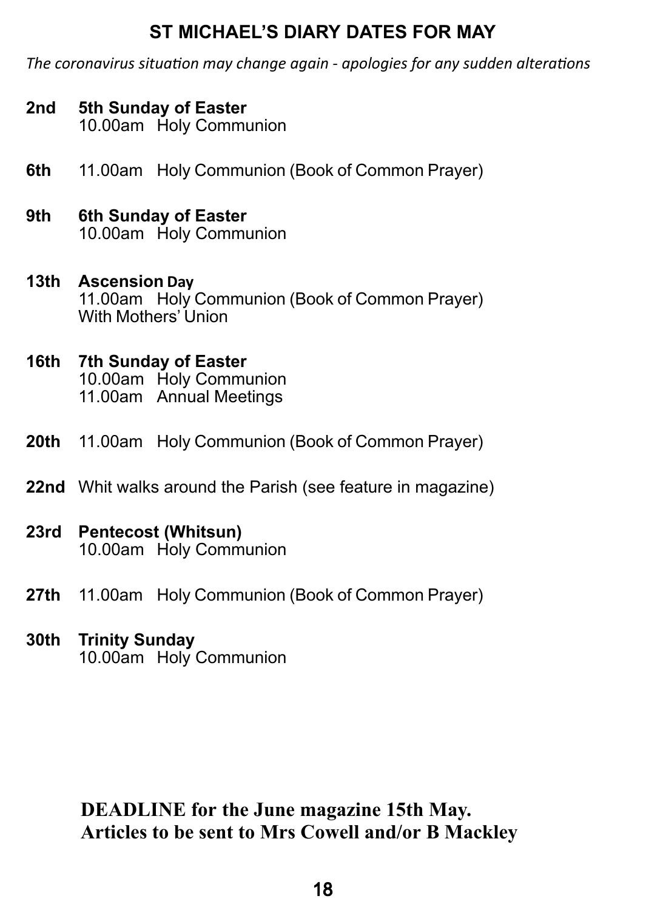## ST MICHAEL'S DIARY DATES FOR MAY

*The coronavirus situation may change again - apologies for any sudden alterations*

**2nd** **5th Sunday of Easter**
10.00am Holy Communion

**6th** 11.00am Holy Communion (Book of Common Prayer)

**9th** **6th Sunday of Easter**
10.00am Holy Communion

**13th** **Ascension Day**
11.00am Holy Communion (Book of Common Prayer)
With Mothers' Union

**16th** **7th Sunday of Easter**
10.00am Holy Communion
11.00am Annual Meetings

**20th** 11.00am Holy Communion (Book of Common Prayer)

**22nd** Whit walks around the Parish (see feature in magazine)

**23rd** **Pentecost (Whitsun)**
10.00am Holy Communion

**27th** 11.00am Holy Communion (Book of Common Prayer)

**30th** **Trinity Sunday**
10.00am Holy Communion

**DEADLINE for the June magazine 15th May.**
**Articles to be sent to Mrs Cowell and/or B Mackley**